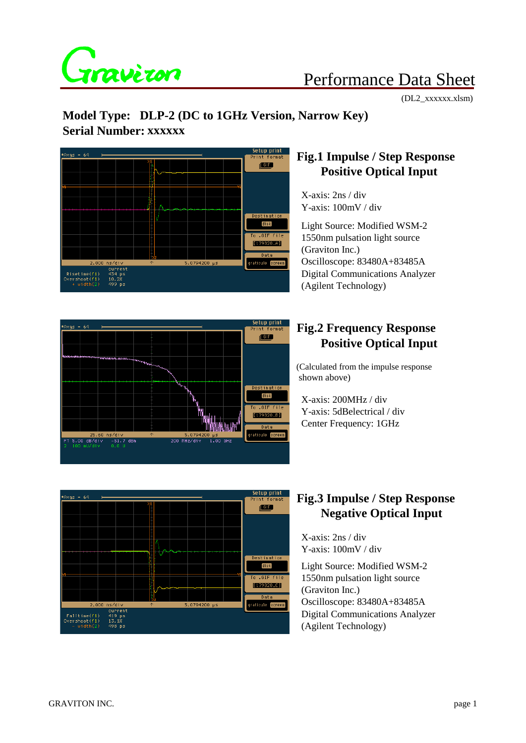# Performance Data Sheet

(DL2_xxxxxx.xlsm)

## Model Type: DLP-2 (DC to 1GHz Version, Narrow Key)
## Serial Number: xxxxxx

### Fig.1 Impulse / Step Response Positive Optical Input

X-axis: 2ns / div
Y-axis: 100mV / div

Light Source: Modified WSM-2 1550nm pulsation light source (Graviton Inc.)
Oscilloscope: 83480A+83485A Digital Communications Analyzer (Agilent Technology)

### Fig.2 Frequency Response Positive Optical Input

(Calculated from the impulse response shown above)

X-axis: 200MHz / div
Y-axis: 5dBelectrical / div
Center Frequency: 1GHz

### Fig.3 Impulse / Step Response Negative Optical Input

X-axis: 2ns / div
Y-axis: 100mV / div

Light Source: Modified WSM-2 1550nm pulsation light source (Graviton Inc.)
Oscilloscope: 83480A+83485A Digital Communications Analyzer (Agilent Technology)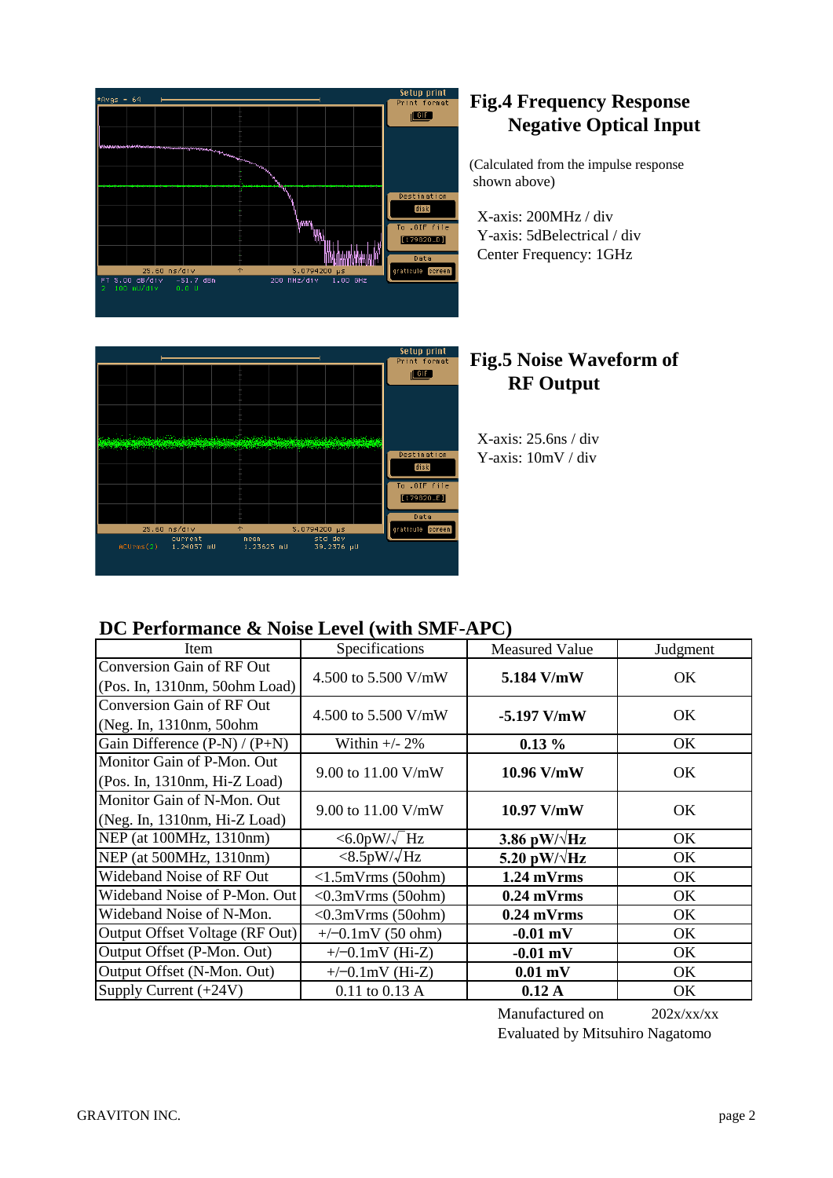**Fig.4 Frequency Response Negative Optical Input**

(Calculated from the impulse response shown above)

X-axis: 200MHz / div
Y-axis: 5dBelectrical / div
Center Frequency: 1GHz

**Fig.5 Noise Waveform of RF Output**

X-axis: 25.6ns / div
Y-axis: 10mV / div

## DC Performance & Noise Level (with SMF-APC)

| Item | Specifications | Measured Value | Judgment |
|---|---|---|---|
| Conversion Gain of RF Out (Pos. In, 1310nm, 50ohm Load) | 4.500 to 5.500 V/mW | **5.184 V/mW** | OK |
| Conversion Gain of RF Out (Neg. In, 1310nm, 50ohm | 4.500 to 5.500 V/mW | **-5.197 V/mW** | OK |
| Gain Difference (P-N) / (P+N) | Within +/- 2% | **0.13 %** | OK |
| Monitor Gain of P-Mon. Out (Pos. In, 1310nm, Hi-Z Load) | 9.00 to 11.00 V/mW | **10.96 V/mW** | OK |
| Monitor Gain of N-Mon. Out (Neg. In, 1310nm, Hi-Z Load) | 9.00 to 11.00 V/mW | **10.97 V/mW** | OK |
| NEP (at 100MHz, 1310nm) | <6.0pW/√ Hz | **3.86 pW/√Hz** | OK |
| NEP (at 500MHz, 1310nm) | <8.5pW/√Hz | **5.20 pW/√Hz** | OK |
| Wideband Noise of RF Out | <1.5mVrms (50ohm) | **1.24 mVrms** | OK |
| Wideband Noise of P-Mon. Out | <0.3mVrms (50ohm) | **0.24 mVrms** | OK |
| Wideband Noise of N-Mon. | <0.3mVrms (50ohm) | **0.24 mVrms** | OK |
| Output Offset Voltage (RF Out) | +/−0.1mV (50 ohm) | **-0.01 mV** | OK |
| Output Offset (P-Mon. Out) | +/−0.1mV (Hi-Z) | **-0.01 mV** | OK |
| Output Offset (N-Mon. Out) | +/−0.1mV (Hi-Z) | **0.01 mV** | OK |
| Supply Current (+24V) | 0.11 to 0.13 A | **0.12 A** | OK |

Manufactured on 202x/xx/xx
Evaluated by Mitsuhiro Nagatomo

GRAVITON INC.